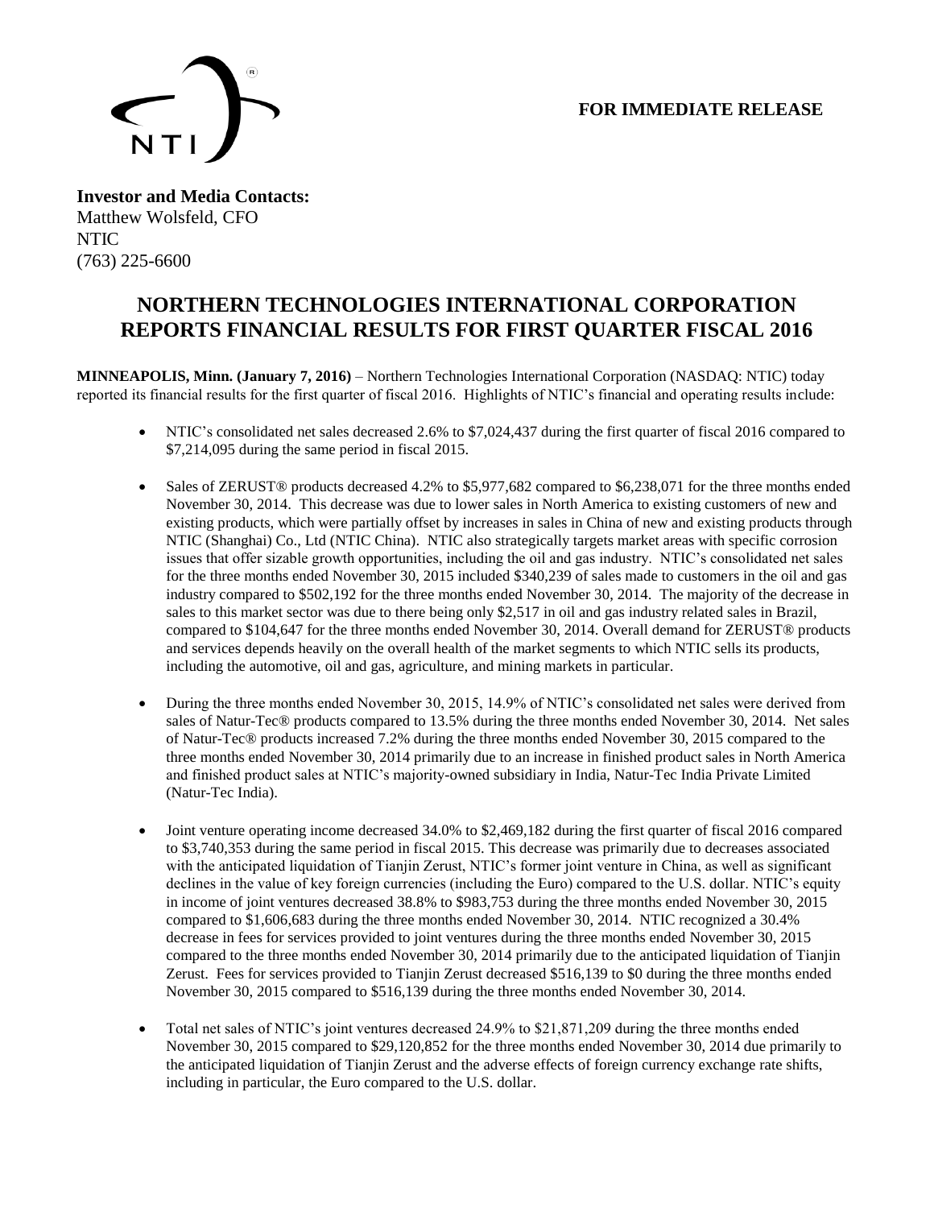**FOR IMMEDIATE RELEASE**

**Investor and Media Contacts:**
Matthew Wolsfeld, CFO
NTIC
(763) 225-6600

# NORTHERN TECHNOLOGIES INTERNATIONAL CORPORATION REPORTS FINANCIAL RESULTS FOR FIRST QUARTER FISCAL 2016

**MINNEAPOLIS, Minn. (January 7, 2016)** – Northern Technologies International Corporation (NASDAQ: NTIC) today reported its financial results for the first quarter of fiscal 2016. Highlights of NTIC's financial and operating results include:

- NTIC's consolidated net sales decreased 2.6% to $7,024,437 during the first quarter of fiscal 2016 compared to $7,214,095 during the same period in fiscal 2015.
- Sales of ZERUST® products decreased 4.2% to $5,977,682 compared to $6,238,071 for the three months ended November 30, 2014. This decrease was due to lower sales in North America to existing customers of new and existing products, which were partially offset by increases in sales in China of new and existing products through NTIC (Shanghai) Co., Ltd (NTIC China). NTIC also strategically targets market areas with specific corrosion issues that offer sizable growth opportunities, including the oil and gas industry. NTIC's consolidated net sales for the three months ended November 30, 2015 included $340,239 of sales made to customers in the oil and gas industry compared to $502,192 for the three months ended November 30, 2014. The majority of the decrease in sales to this market sector was due to there being only $2,517 in oil and gas industry related sales in Brazil, compared to $104,647 for the three months ended November 30, 2014. Overall demand for ZERUST® products and services depends heavily on the overall health of the market segments to which NTIC sells its products, including the automotive, oil and gas, agriculture, and mining markets in particular.
- During the three months ended November 30, 2015, 14.9% of NTIC's consolidated net sales were derived from sales of Natur-Tec® products compared to 13.5% during the three months ended November 30, 2014. Net sales of Natur-Tec® products increased 7.2% during the three months ended November 30, 2015 compared to the three months ended November 30, 2014 primarily due to an increase in finished product sales in North America and finished product sales at NTIC's majority-owned subsidiary in India, Natur-Tec India Private Limited (Natur-Tec India).
- Joint venture operating income decreased 34.0% to $2,469,182 during the first quarter of fiscal 2016 compared to $3,740,353 during the same period in fiscal 2015. This decrease was primarily due to decreases associated with the anticipated liquidation of Tianjin Zerust, NTIC's former joint venture in China, as well as significant declines in the value of key foreign currencies (including the Euro) compared to the U.S. dollar. NTIC's equity in income of joint ventures decreased 38.8% to $983,753 during the three months ended November 30, 2015 compared to $1,606,683 during the three months ended November 30, 2014. NTIC recognized a 30.4% decrease in fees for services provided to joint ventures during the three months ended November 30, 2015 compared to the three months ended November 30, 2014 primarily due to the anticipated liquidation of Tianjin Zerust. Fees for services provided to Tianjin Zerust decreased $516,139 to $0 during the three months ended November 30, 2015 compared to $516,139 during the three months ended November 30, 2014.
- Total net sales of NTIC's joint ventures decreased 24.9% to $21,871,209 during the three months ended November 30, 2015 compared to $29,120,852 for the three months ended November 30, 2014 due primarily to the anticipated liquidation of Tianjin Zerust and the adverse effects of foreign currency exchange rate shifts, including in particular, the Euro compared to the U.S. dollar.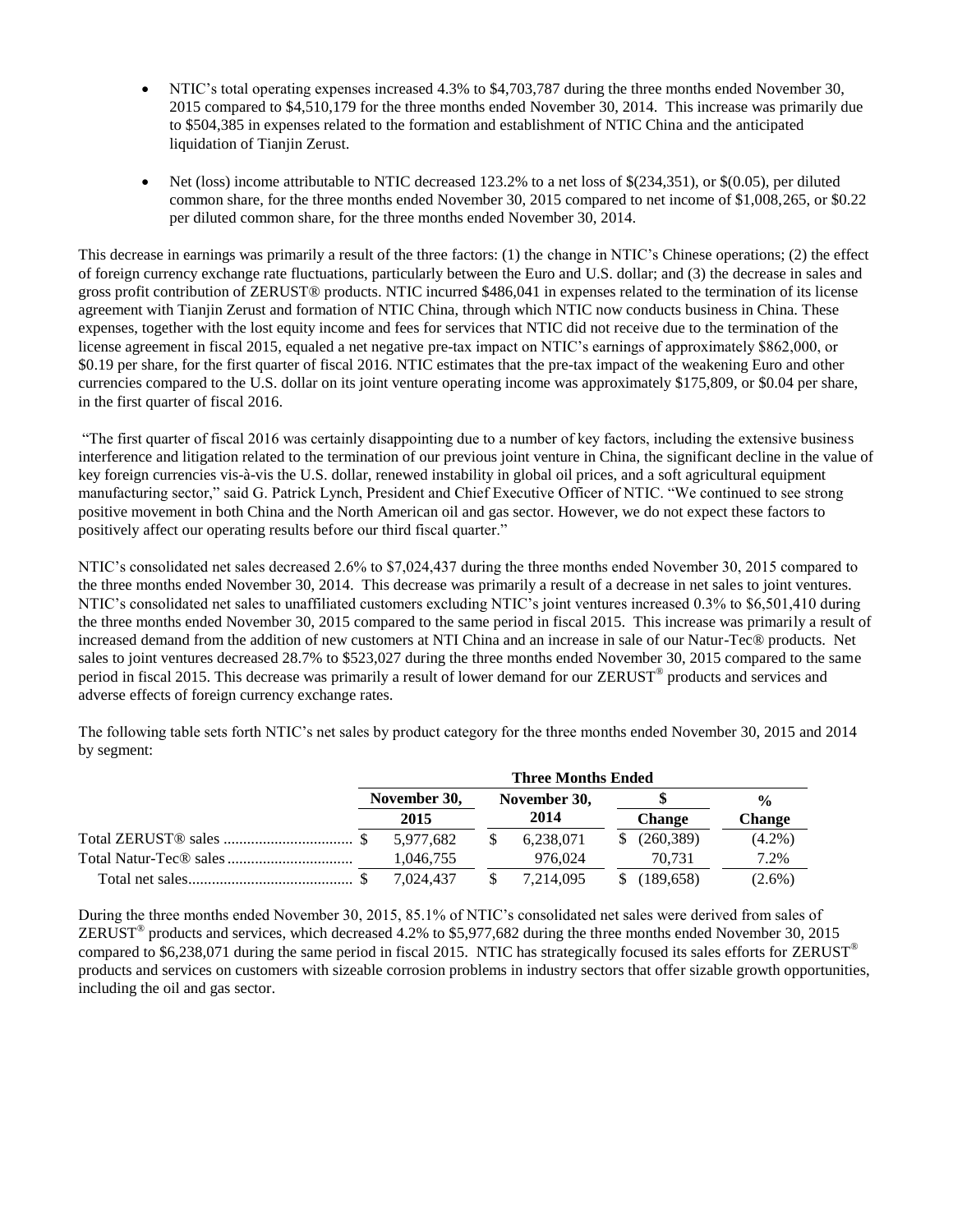- NTIC's total operating expenses increased 4.3% to $4,703,787 during the three months ended November 30, 2015 compared to $4,510,179 for the three months ended November 30, 2014. This increase was primarily due to $504,385 in expenses related to the formation and establishment of NTIC China and the anticipated liquidation of Tianjin Zerust.

- Net (loss) income attributable to NTIC decreased 123.2% to a net loss of $(234,351), or $(0.05), per diluted common share, for the three months ended November 30, 2015 compared to net income of $1,008,265, or $0.22 per diluted common share, for the three months ended November 30, 2014.

This decrease in earnings was primarily a result of the three factors: (1) the change in NTIC's Chinese operations; (2) the effect of foreign currency exchange rate fluctuations, particularly between the Euro and U.S. dollar; and (3) the decrease in sales and gross profit contribution of ZERUST® products. NTIC incurred $486,041 in expenses related to the termination of its license agreement with Tianjin Zerust and formation of NTIC China, through which NTIC now conducts business in China. These expenses, together with the lost equity income and fees for services that NTIC did not receive due to the termination of the license agreement in fiscal 2015, equaled a net negative pre-tax impact on NTIC's earnings of approximately $862,000, or $0.19 per share, for the first quarter of fiscal 2016. NTIC estimates that the pre-tax impact of the weakening Euro and other currencies compared to the U.S. dollar on its joint venture operating income was approximately $175,809, or $0.04 per share, in the first quarter of fiscal 2016.

"The first quarter of fiscal 2016 was certainly disappointing due to a number of key factors, including the extensive business interference and litigation related to the termination of our previous joint venture in China, the significant decline in the value of key foreign currencies vis-à-vis the U.S. dollar, renewed instability in global oil prices, and a soft agricultural equipment manufacturing sector," said G. Patrick Lynch, President and Chief Executive Officer of NTIC. "We continued to see strong positive movement in both China and the North American oil and gas sector. However, we do not expect these factors to positively affect our operating results before our third fiscal quarter."

NTIC's consolidated net sales decreased 2.6% to $7,024,437 during the three months ended November 30, 2015 compared to the three months ended November 30, 2014. This decrease was primarily a result of a decrease in net sales to joint ventures. NTIC's consolidated net sales to unaffiliated customers excluding NTIC's joint ventures increased 0.3% to $6,501,410 during the three months ended November 30, 2015 compared to the same period in fiscal 2015. This increase was primarily a result of increased demand from the addition of new customers at NTI China and an increase in sale of our Natur-Tec® products. Net sales to joint ventures decreased 28.7% to $523,027 during the three months ended November 30, 2015 compared to the same period in fiscal 2015. This decrease was primarily a result of lower demand for our ZERUST® products and services and adverse effects of foreign currency exchange rates.

The following table sets forth NTIC's net sales by product category for the three months ended November 30, 2015 and 2014 by segment:

| | Three Months Ended | | | |
|---|---|---|---|---|
| | November 30, 2015 | November 30, 2014 | $ Change | % Change |
| Total ZERUST® sales | $ 5,977,682 | $ 6,238,071 | $ (260,389) | (4.2%) |
| Total Natur-Tec® sales | 1,046,755 | 976,024 | 70,731 | 7.2% |
| Total net sales | $ 7,024,437 | $ 7,214,095 | $ (189,658) | (2.6%) |

During the three months ended November 30, 2015, 85.1% of NTIC's consolidated net sales were derived from sales of ZERUST® products and services, which decreased 4.2% to $5,977,682 during the three months ended November 30, 2015 compared to $6,238,071 during the same period in fiscal 2015. NTIC has strategically focused its sales efforts for ZERUST® products and services on customers with sizeable corrosion problems in industry sectors that offer sizable growth opportunities, including the oil and gas sector.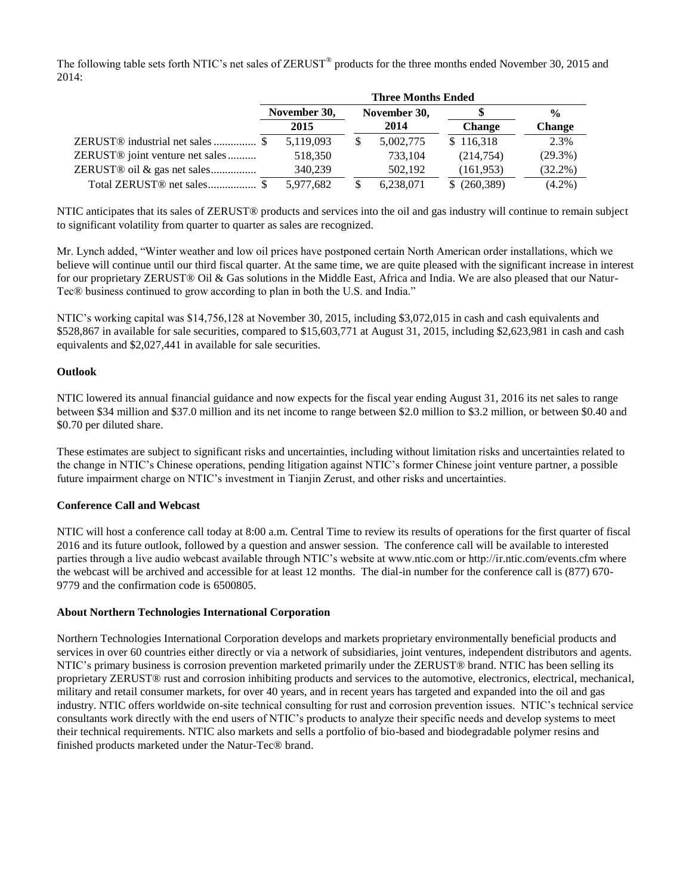The following table sets forth NTIC's net sales of ZERUST® products for the three months ended November 30, 2015 and 2014:

| | Three Months Ended | | | |
|---|---|---|---|---|
| | November 30, 2015 | November 30, 2014 | $ Change | % Change |
| ZERUST® industrial net sales | $ 5,119,093 | $ 5,002,775 | $ 116,318 | 2.3% |
| ZERUST® joint venture net sales | 518,350 | 733,104 | (214,754) | (29.3%) |
| ZERUST® oil & gas net sales | 340,239 | 502,192 | (161,953) | (32.2%) |
| Total ZERUST® net sales | $ 5,977,682 | $ 6,238,071 | $ (260,389) | (4.2%) |

NTIC anticipates that its sales of ZERUST® products and services into the oil and gas industry will continue to remain subject to significant volatility from quarter to quarter as sales are recognized.

Mr. Lynch added, "Winter weather and low oil prices have postponed certain North American order installations, which we believe will continue until our third fiscal quarter. At the same time, we are quite pleased with the significant increase in interest for our proprietary ZERUST® Oil & Gas solutions in the Middle East, Africa and India. We are also pleased that our Natur-Tec® business continued to grow according to plan in both the U.S. and India."

NTIC's working capital was $14,756,128 at November 30, 2015, including $3,072,015 in cash and cash equivalents and $528,867 in available for sale securities, compared to $15,603,771 at August 31, 2015, including $2,623,981 in cash and cash equivalents and $2,027,441 in available for sale securities.

**Outlook**

NTIC lowered its annual financial guidance and now expects for the fiscal year ending August 31, 2016 its net sales to range between $34 million and $37.0 million and its net income to range between $2.0 million to $3.2 million, or between $0.40 and $0.70 per diluted share.

These estimates are subject to significant risks and uncertainties, including without limitation risks and uncertainties related to the change in NTIC's Chinese operations, pending litigation against NTIC's former Chinese joint venture partner, a possible future impairment charge on NTIC's investment in Tianjin Zerust, and other risks and uncertainties.

**Conference Call and Webcast**

NTIC will host a conference call today at 8:00 a.m. Central Time to review its results of operations for the first quarter of fiscal 2016 and its future outlook, followed by a question and answer session. The conference call will be available to interested parties through a live audio webcast available through NTIC's website at www.ntic.com or http://ir.ntic.com/events.cfm where the webcast will be archived and accessible for at least 12 months. The dial-in number for the conference call is (877) 670-9779 and the confirmation code is 6500805.

**About Northern Technologies International Corporation**

Northern Technologies International Corporation develops and markets proprietary environmentally beneficial products and services in over 60 countries either directly or via a network of subsidiaries, joint ventures, independent distributors and agents. NTIC's primary business is corrosion prevention marketed primarily under the ZERUST® brand. NTIC has been selling its proprietary ZERUST® rust and corrosion inhibiting products and services to the automotive, electronics, electrical, mechanical, military and retail consumer markets, for over 40 years, and in recent years has targeted and expanded into the oil and gas industry. NTIC offers worldwide on-site technical consulting for rust and corrosion prevention issues. NTIC's technical service consultants work directly with the end users of NTIC's products to analyze their specific needs and develop systems to meet their technical requirements. NTIC also markets and sells a portfolio of bio-based and biodegradable polymer resins and finished products marketed under the Natur-Tec® brand.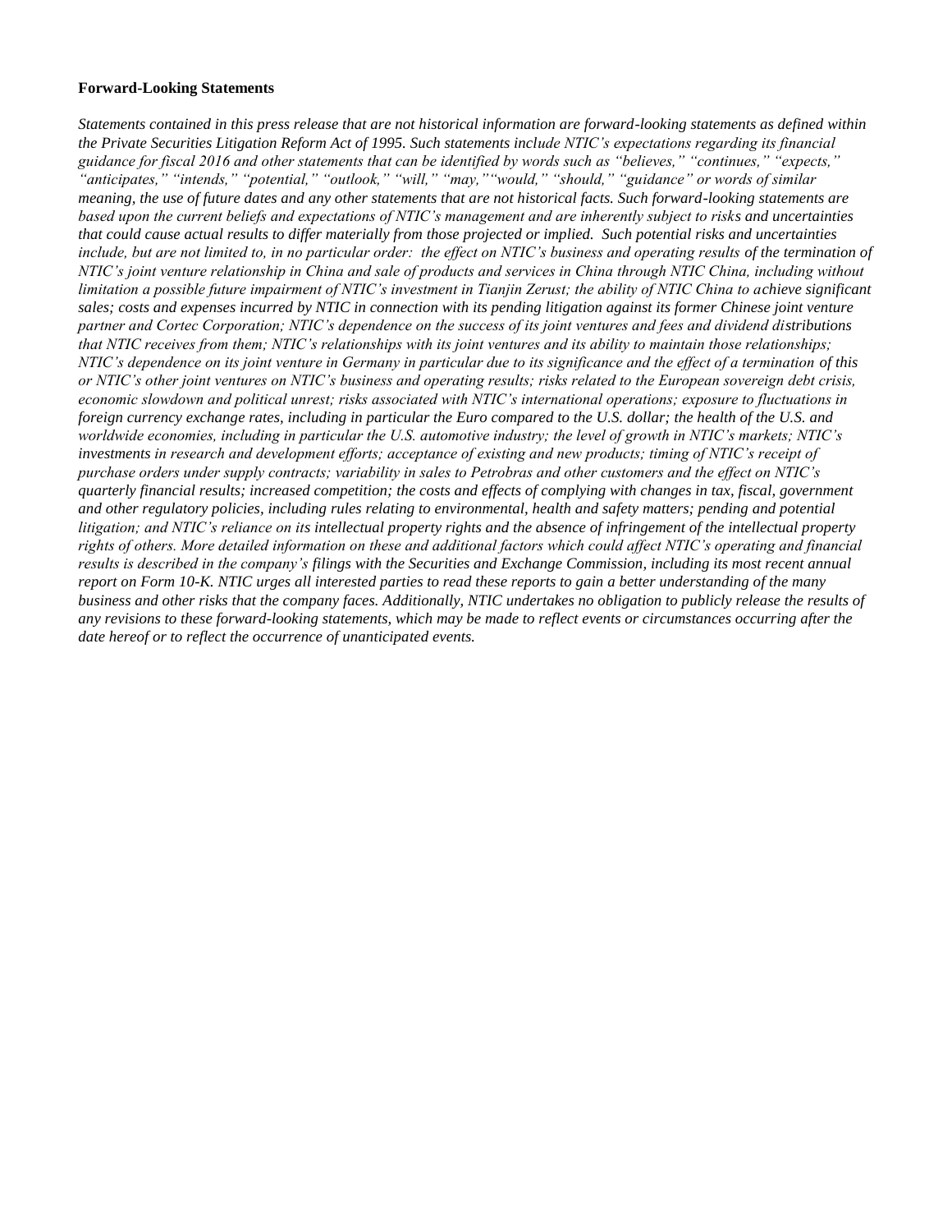**Forward-Looking Statements**

*Statements contained in this press release that are not historical information are forward-looking statements as defined within the Private Securities Litigation Reform Act of 1995. Such statements include NTIC's expectations regarding its financial guidance for fiscal 2016 and other statements that can be identified by words such as "believes," "continues," "expects," "anticipates," "intends," "potential," "outlook," "will," "may,""would," "should," "guidance" or words of similar meaning, the use of future dates and any other statements that are not historical facts. Such forward-looking statements are based upon the current beliefs and expectations of NTIC's management and are inherently subject to risks and uncertainties that could cause actual results to differ materially from those projected or implied. Such potential risks and uncertainties include, but are not limited to, in no particular order: the effect on NTIC's business and operating results of the termination of NTIC's joint venture relationship in China and sale of products and services in China through NTIC China, including without limitation a possible future impairment of NTIC's investment in Tianjin Zerust; the ability of NTIC China to achieve significant sales; costs and expenses incurred by NTIC in connection with its pending litigation against its former Chinese joint venture partner and Cortec Corporation; NTIC's dependence on the success of its joint ventures and fees and dividend distributions that NTIC receives from them; NTIC's relationships with its joint ventures and its ability to maintain those relationships; NTIC's dependence on its joint venture in Germany in particular due to its significance and the effect of a termination of this or NTIC's other joint ventures on NTIC's business and operating results; risks related to the European sovereign debt crisis, economic slowdown and political unrest; risks associated with NTIC's international operations; exposure to fluctuations in foreign currency exchange rates, including in particular the Euro compared to the U.S. dollar; the health of the U.S. and worldwide economies, including in particular the U.S. automotive industry; the level of growth in NTIC's markets; NTIC's investments in research and development efforts; acceptance of existing and new products; timing of NTIC's receipt of purchase orders under supply contracts; variability in sales to Petrobras and other customers and the effect on NTIC's quarterly financial results; increased competition; the costs and effects of complying with changes in tax, fiscal, government and other regulatory policies, including rules relating to environmental, health and safety matters; pending and potential litigation; and NTIC's reliance on its intellectual property rights and the absence of infringement of the intellectual property rights of others. More detailed information on these and additional factors which could affect NTIC's operating and financial results is described in the company's filings with the Securities and Exchange Commission, including its most recent annual report on Form 10-K. NTIC urges all interested parties to read these reports to gain a better understanding of the many business and other risks that the company faces. Additionally, NTIC undertakes no obligation to publicly release the results of any revisions to these forward-looking statements, which may be made to reflect events or circumstances occurring after the date hereof or to reflect the occurrence of unanticipated events.*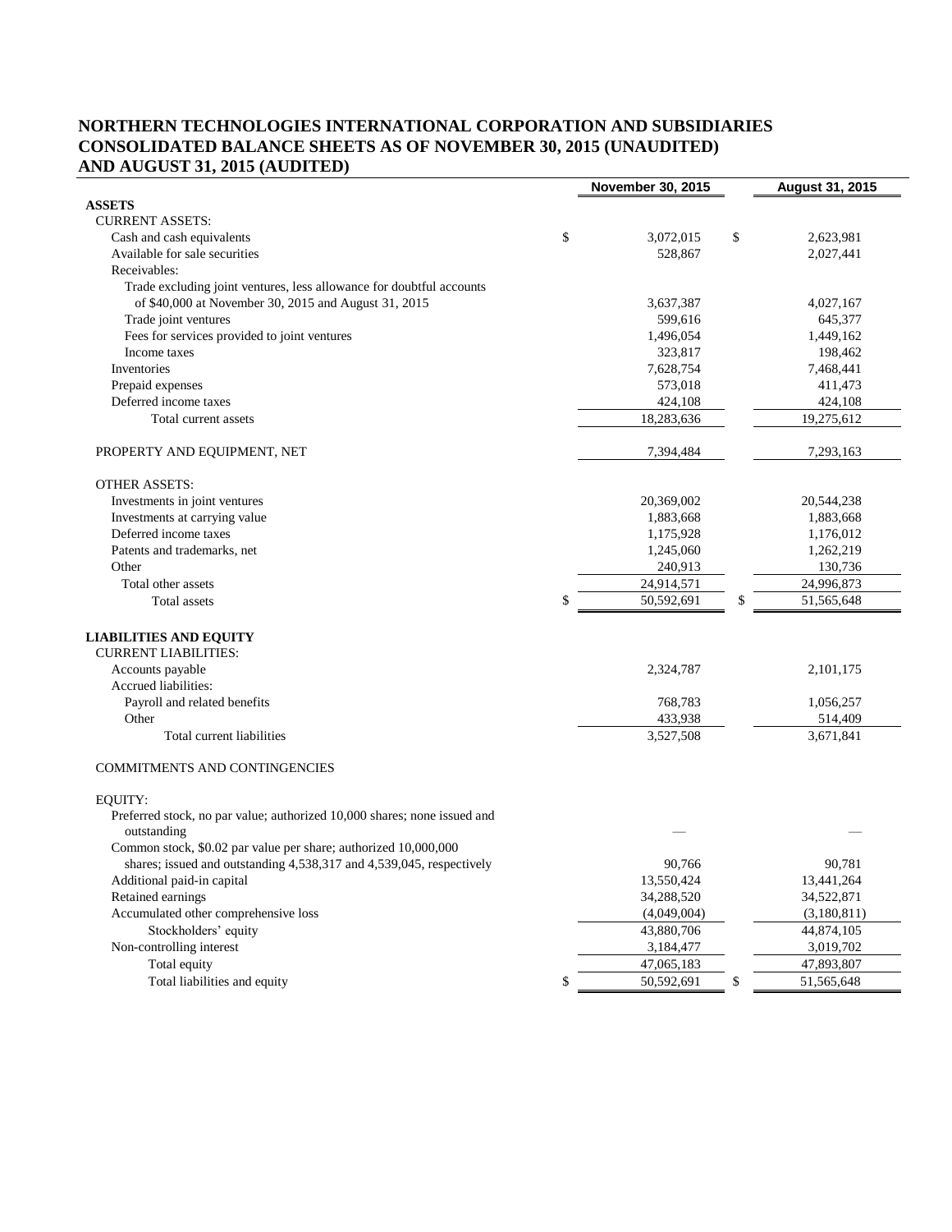# NORTHERN TECHNOLOGIES INTERNATIONAL CORPORATION AND SUBSIDIARIES
# CONSOLIDATED BALANCE SHEETS AS OF NOVEMBER 30, 2015 (UNAUDITED) AND AUGUST 31, 2015 (AUDITED)

| | November 30, 2015 | August 31, 2015 |
|---|---|---|
| **ASSETS** | | |
| CURRENT ASSETS: | | |
| Cash and cash equivalents | $ 3,072,015 | $ 2,623,981 |
| Available for sale securities | 528,867 | 2,027,441 |
| Receivables: | | |
| Trade excluding joint ventures, less allowance for doubtful accounts of $40,000 at November 30, 2015 and August 31, 2015 | 3,637,387 | 4,027,167 |
| Trade joint ventures | 599,616 | 645,377 |
| Fees for services provided to joint ventures | 1,496,054 | 1,449,162 |
| Income taxes | 323,817 | 198,462 |
| Inventories | 7,628,754 | 7,468,441 |
| Prepaid expenses | 573,018 | 411,473 |
| Deferred income taxes | 424,108 | 424,108 |
| Total current assets | 18,283,636 | 19,275,612 |
| PROPERTY AND EQUIPMENT, NET | 7,394,484 | 7,293,163 |
| OTHER ASSETS: | | |
| Investments in joint ventures | 20,369,002 | 20,544,238 |
| Investments at carrying value | 1,883,668 | 1,883,668 |
| Deferred income taxes | 1,175,928 | 1,176,012 |
| Patents and trademarks, net | 1,245,060 | 1,262,219 |
| Other | 240,913 | 130,736 |
| Total other assets | 24,914,571 | 24,996,873 |
| Total assets | $ 50,592,691 | $ 51,565,648 |
| **LIABILITIES AND EQUITY** | | |
| CURRENT LIABILITIES: | | |
| Accounts payable | 2,324,787 | 2,101,175 |
| Accrued liabilities: | | |
| Payroll and related benefits | 768,783 | 1,056,257 |
| Other | 433,938 | 514,409 |
| Total current liabilities | 3,527,508 | 3,671,841 |
| COMMITMENTS AND CONTINGENCIES | | |
| EQUITY: | | |
| Preferred stock, no par value; authorized 10,000 shares; none issued and outstanding | — | — |
| Common stock, $0.02 par value per share; authorized 10,000,000 shares; issued and outstanding 4,538,317 and 4,539,045, respectively | 90,766 | 90,781 |
| Additional paid-in capital | 13,550,424 | 13,441,264 |
| Retained earnings | 34,288,520 | 34,522,871 |
| Accumulated other comprehensive loss | (4,049,004) | (3,180,811) |
| Stockholders' equity | 43,880,706 | 44,874,105 |
| Non-controlling interest | 3,184,477 | 3,019,702 |
| Total equity | 47,065,183 | 47,893,807 |
| Total liabilities and equity | $ 50,592,691 | $ 51,565,648 |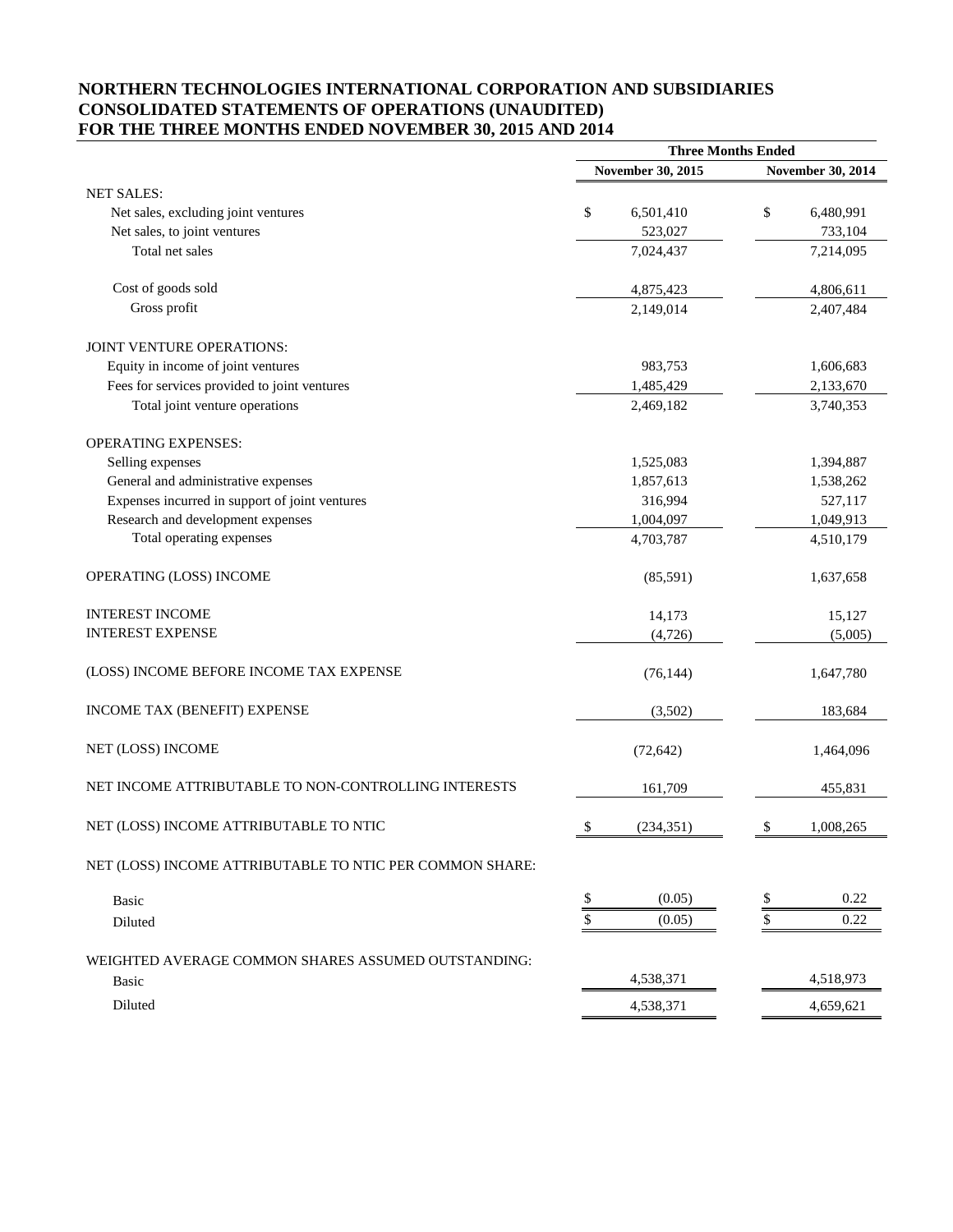# NORTHERN TECHNOLOGIES INTERNATIONAL CORPORATION AND SUBSIDIARIES
## CONSOLIDATED STATEMENTS OF OPERATIONS (UNAUDITED)
## FOR THE THREE MONTHS ENDED NOVEMBER 30, 2015 AND 2014

| | Three Months Ended | |
|---|---|---|
| | November 30, 2015 | November 30, 2014 |
| NET SALES: | | |
| Net sales, excluding joint ventures | $ 6,501,410 | $ 6,480,991 |
| Net sales, to joint ventures | 523,027 | 733,104 |
| Total net sales | 7,024,437 | 7,214,095 |
| Cost of goods sold | 4,875,423 | 4,806,611 |
| Gross profit | 2,149,014 | 2,407,484 |
| JOINT VENTURE OPERATIONS: | | |
| Equity in income of joint ventures | 983,753 | 1,606,683 |
| Fees for services provided to joint ventures | 1,485,429 | 2,133,670 |
| Total joint venture operations | 2,469,182 | 3,740,353 |
| OPERATING EXPENSES: | | |
| Selling expenses | 1,525,083 | 1,394,887 |
| General and administrative expenses | 1,857,613 | 1,538,262 |
| Expenses incurred in support of joint ventures | 316,994 | 527,117 |
| Research and development expenses | 1,004,097 | 1,049,913 |
| Total operating expenses | 4,703,787 | 4,510,179 |
| OPERATING (LOSS) INCOME | (85,591) | 1,637,658 |
| INTEREST INCOME | 14,173 | 15,127 |
| INTEREST EXPENSE | (4,726) | (5,005) |
| (LOSS) INCOME BEFORE INCOME TAX EXPENSE | (76,144) | 1,647,780 |
| INCOME TAX (BENEFIT) EXPENSE | (3,502) | 183,684 |
| NET (LOSS) INCOME | (72,642) | 1,464,096 |
| NET INCOME ATTRIBUTABLE TO NON-CONTROLLING INTERESTS | 161,709 | 455,831 |
| NET (LOSS) INCOME ATTRIBUTABLE TO NTIC | $ (234,351) | $ 1,008,265 |
| NET (LOSS) INCOME ATTRIBUTABLE TO NTIC PER COMMON SHARE: | | |
| Basic | $ (0.05) | $ 0.22 |
| Diluted | $ (0.05) | $ 0.22 |
| WEIGHTED AVERAGE COMMON SHARES ASSUMED OUTSTANDING: | | |
| Basic | 4,538,371 | 4,518,973 |
| Diluted | 4,538,371 | 4,659,621 |